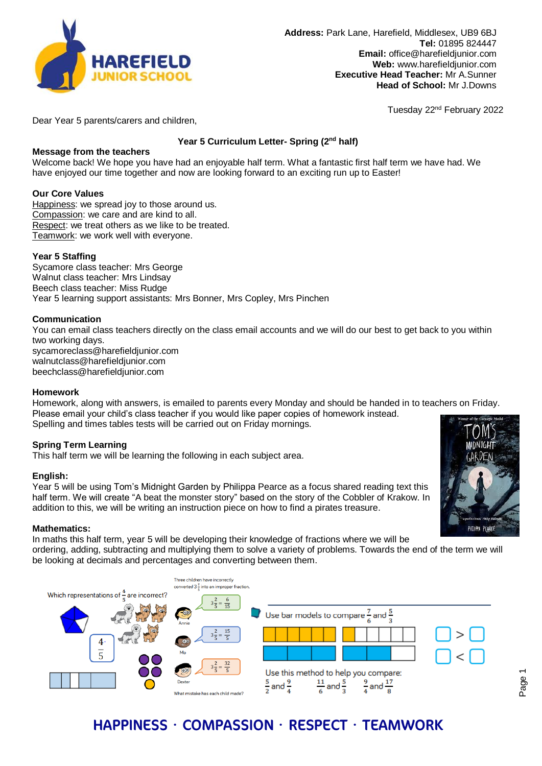**Address:** Park Lane, Harefield, Middlesex, UB9 6BJ
**Tel:** 01895 824447
**Email:** office@harefieldjunior.com
**Web:** www.harefieldjunior.com
**Executive Head Teacher:** Mr A.Sunner
**Head of School:** Mr J.Downs

Tuesday 22nd February 2022

Dear Year 5 parents/carers and children,

## Year 5 Curriculum Letter- Spring (2nd half)

### Message from the teachers

Welcome back! We hope you have had an enjoyable half term. What a fantastic first half term we have had. We have enjoyed our time together and now are looking forward to an exciting run up to Easter!

### Our Core Values

Happiness: we spread joy to those around us.
Compassion: we care and are kind to all.
Respect: we treat others as we like to be treated.
Teamwork: we work well with everyone.

### Year 5 Staffing

Sycamore class teacher: Mrs George
Walnut class teacher: Mrs Lindsay
Beech class teacher: Miss Rudge
Year 5 learning support assistants: Mrs Bonner, Mrs Copley, Mrs Pinchen

### Communication

You can email class teachers directly on the class email accounts and we will do our best to get back to you within two working days.
sycamoreclass@harefieldjunior.com
walnutclass@harefieldjunior.com
beechclass@harefieldjunior.com

### Homework

Homework, along with answers, is emailed to parents every Monday and should be handed in to teachers on Friday. Please email your child's class teacher if you would like paper copies of homework instead.
Spelling and times tables tests will be carried out on Friday mornings.

### Spring Term Learning

This half term we will be learning the following in each subject area.

### English:

Year 5 will be using Tom's Midnight Garden by Philippa Pearce as a focus shared reading text this half term. We will create "A beat the monster story" based on the story of the Cobbler of Krakow. In addition to this, we will be writing an instruction piece on how to find a pirates treasure.

### Mathematics:

In maths this half term, year 5 will be developing their knowledge of fractions where we will be ordering, adding, subtracting and multiplying them to solve a variety of problems. Towards the end of the term we will be looking at decimals and percentages and converting between them.

**HAPPINESS · COMPASSION · RESPECT · TEAMWORK**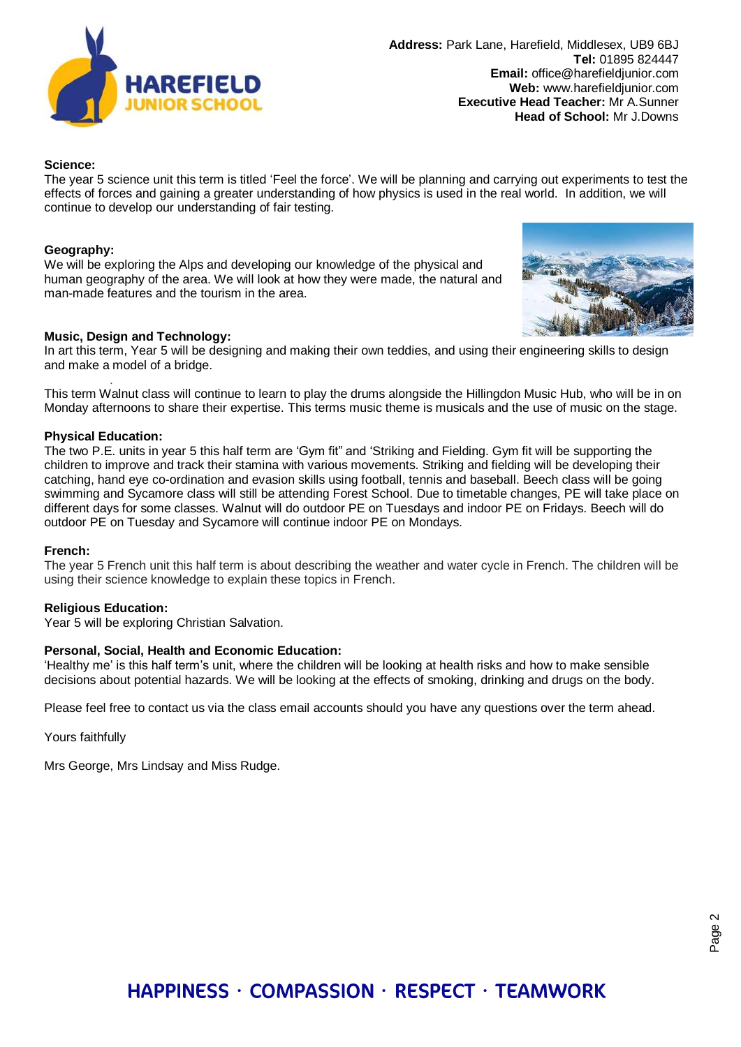**Address:** Park Lane, Harefield, Middlesex, UB9 6BJ
**Tel:** 01895 824447
**Email:** office@harefieldjunior.com
**Web:** www.harefieldjunior.com
**Executive Head Teacher:** Mr A.Sunner
**Head of School:** Mr J.Downs

**Science:**
The year 5 science unit this term is titled 'Feel the force'. We will be planning and carrying out experiments to test the effects of forces and gaining a greater understanding of how physics is used in the real world. In addition, we will continue to develop our understanding of fair testing.

**Geography:**
We will be exploring the Alps and developing our knowledge of the physical and human geography of the area. We will look at how they were made, the natural and man-made features and the tourism in the area.

**Music, Design and Technology:**
In art this term, Year 5 will be designing and making their own teddies, and using their engineering skills to design and make a model of a bridge.

This term Walnut class will continue to learn to play the drums alongside the Hillingdon Music Hub, who will be in on Monday afternoons to share their expertise. This terms music theme is musicals and the use of music on the stage.

**Physical Education:**
The two P.E. units in year 5 this half term are 'Gym fit" and 'Striking and Fielding. Gym fit will be supporting the children to improve and track their stamina with various movements. Striking and fielding will be developing their catching, hand eye co-ordination and evasion skills using football, tennis and baseball. Beech class will be going swimming and Sycamore class will still be attending Forest School. Due to timetable changes, PE will take place on different days for some classes. Walnut will do outdoor PE on Tuesdays and indoor PE on Fridays. Beech will do outdoor PE on Tuesday and Sycamore will continue indoor PE on Mondays.

**French:**
The year 5 French unit this half term is about describing the weather and water cycle in French. The children will be using their science knowledge to explain these topics in French.

**Religious Education:**
Year 5 will be exploring Christian Salvation.

**Personal, Social, Health and Economic Education:**
'Healthy me' is this half term's unit, where the children will be looking at health risks and how to make sensible decisions about potential hazards. We will be looking at the effects of smoking, drinking and drugs on the body.

Please feel free to contact us via the class email accounts should you have any questions over the term ahead.

Yours faithfully

Mrs George, Mrs Lindsay and Miss Rudge.

**HAPPINESS · COMPASSION · RESPECT · TEAMWORK**